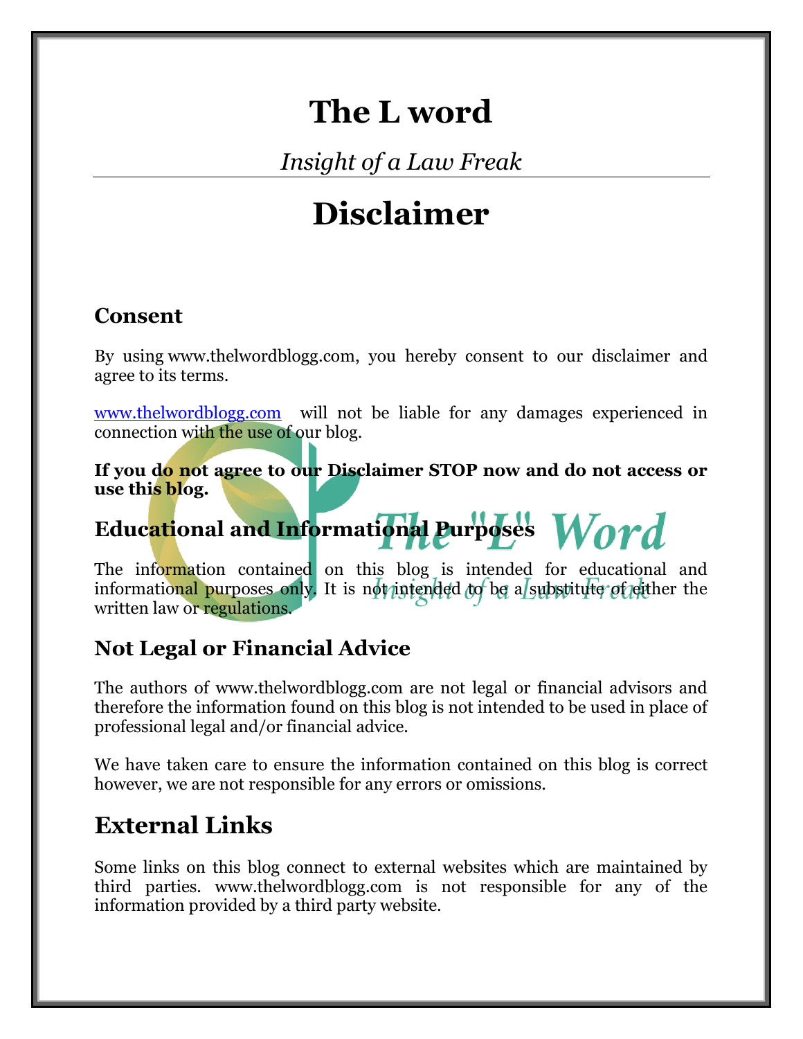# The L word

*Insight of a Law Freak*

# Disclaimer

## Consent

By using www.thelwordblogg.com, you hereby consent to our disclaimer and agree to its terms.

www.thelwordblogg.com will not be liable for any damages experienced in connection with the use of our blog.

**If you do not agree to our Disclaimer STOP now and do not access or use this blog.**

## Educational and Informational Purposes

The information contained on this blog is intended for educational and informational purposes only. It is not intended to be a substitute of either the written law or regulations.

## Not Legal or Financial Advice

The authors of www.thelwordblogg.com are not legal or financial advisors and therefore the information found on this blog is not intended to be used in place of professional legal and/or financial advice.

We have taken care to ensure the information contained on this blog is correct however, we are not responsible for any errors or omissions.

## External Links

Some links on this blog connect to external websites which are maintained by third parties. www.thelwordblogg.com is not responsible for any of the information provided by a third party website.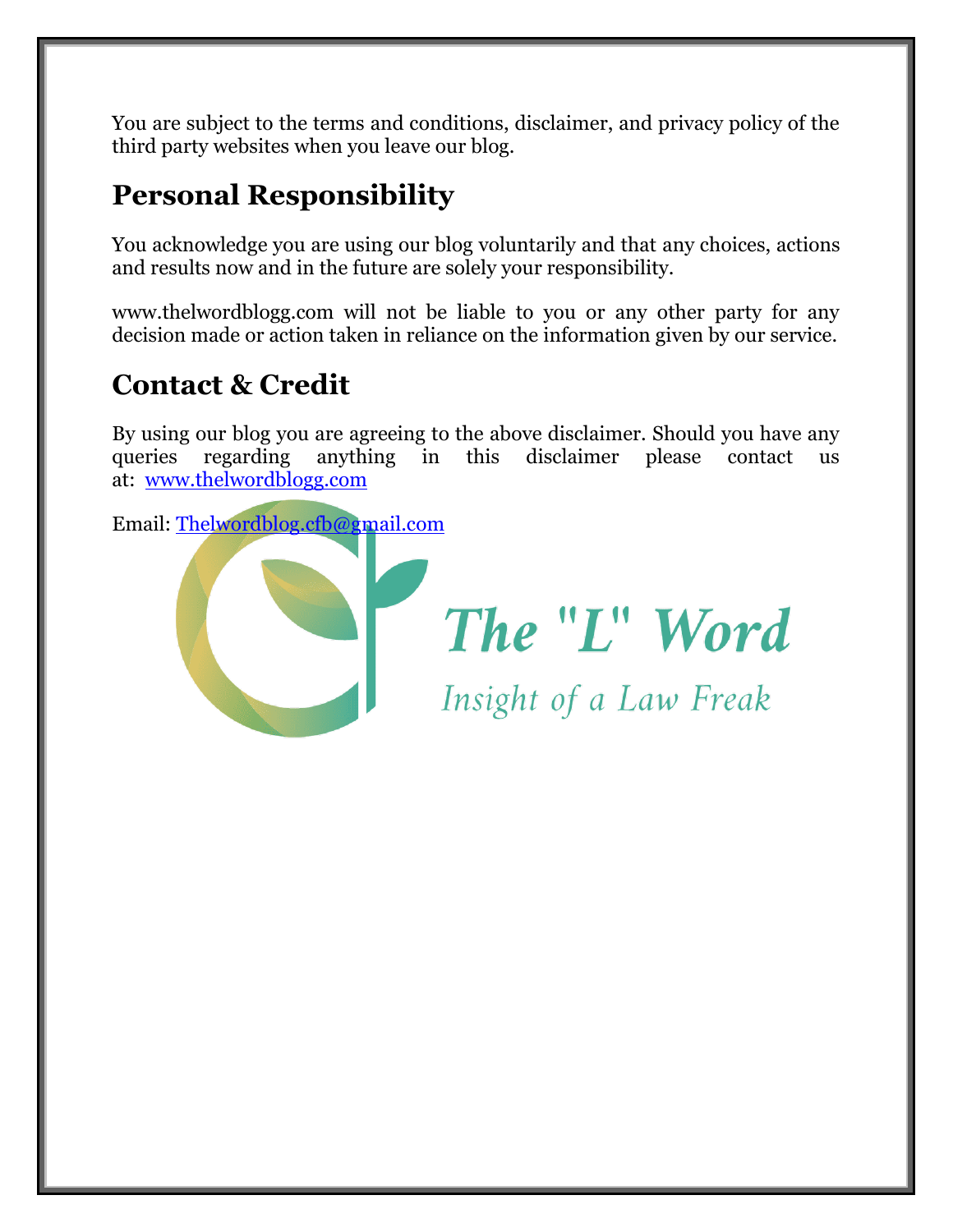You are subject to the terms and conditions, disclaimer, and privacy policy of the third party websites when you leave our blog.

## Personal Responsibility

You acknowledge you are using our blog voluntarily and that any choices, actions and results now and in the future are solely your responsibility.

www.thelwordblogg.com will not be liable to you or any other party for any decision made or action taken in reliance on the information given by our service.

## Contact & Credit

By using our blog you are agreeing to the above disclaimer. Should you have any queries regarding anything in this disclaimer please contact us at: www.thelwordblogg.com

Email: Thelwordblog.cfb@gmail.com

The "L" Word

*Insight of a Law Freak*